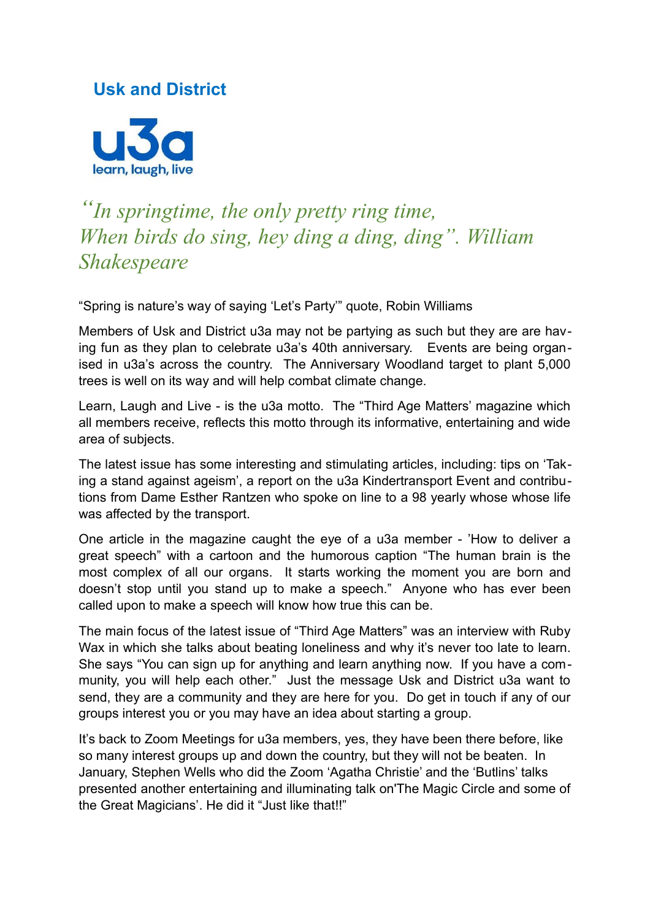## Usk and District

u3a
learn, laugh, live

*"In springtime, the only pretty ring time,*
*When birds do sing, hey ding a ding, ding". William Shakespeare*

"Spring is nature's way of saying 'Let's Party'" quote, Robin Williams

Members of Usk and District u3a may not be partying as such but they are are having fun as they plan to celebrate u3a's 40th anniversary. Events are being organised in u3a's across the country. The Anniversary Woodland target to plant 5,000 trees is well on its way and will help combat climate change.

Learn, Laugh and Live - is the u3a motto. The "Third Age Matters' magazine which all members receive, reflects this motto through its informative, entertaining and wide area of subjects.

The latest issue has some interesting and stimulating articles, including: tips on 'Taking a stand against ageism', a report on the u3a Kindertransport Event and contributions from Dame Esther Rantzen who spoke on line to a 98 yearly whose whose life was affected by the transport.

One article in the magazine caught the eye of a u3a member - 'How to deliver a great speech" with a cartoon and the humorous caption "The human brain is the most complex of all our organs. It starts working the moment you are born and doesn't stop until you stand up to make a speech." Anyone who has ever been called upon to make a speech will know how true this can be.

The main focus of the latest issue of "Third Age Matters" was an interview with Ruby Wax in which she talks about beating loneliness and why it's never too late to learn. She says "You can sign up for anything and learn anything now. If you have a community, you will help each other." Just the message Usk and District u3a want to send, they are a community and they are here for you. Do get in touch if any of our groups interest you or you may have an idea about starting a group.

It's back to Zoom Meetings for u3a members, yes, they have been there before, like so many interest groups up and down the country, but they will not be beaten. In January, Stephen Wells who did the Zoom 'Agatha Christie' and the 'Butlins' talks presented another entertaining and illuminating talk on'The Magic Circle and some of the Great Magicians'. He did it "Just like that!!"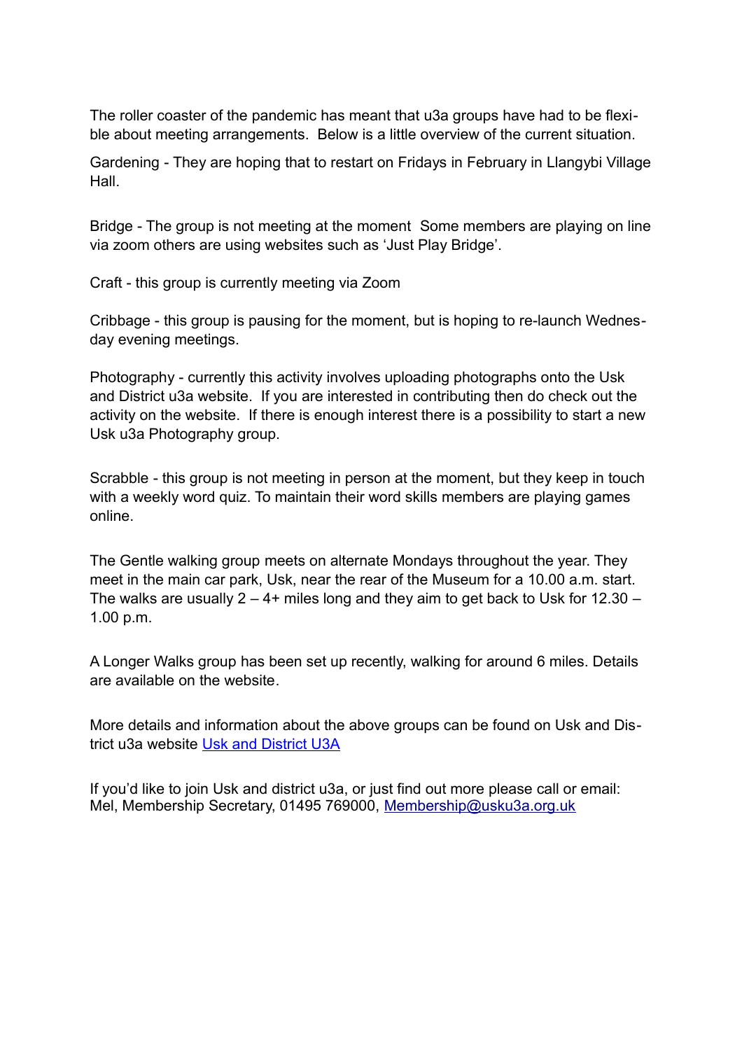The roller coaster of the pandemic has meant that u3a groups have had to be flexible about meeting arrangements. Below is a little overview of the current situation.

Gardening - They are hoping that to restart on Fridays in February in Llangybi Village Hall.

Bridge - The group is not meeting at the moment Some members are playing on line via zoom others are using websites such as 'Just Play Bridge'.

Craft - this group is currently meeting via Zoom

Cribbage - this group is pausing for the moment, but is hoping to re-launch Wednesday evening meetings.

Photography - currently this activity involves uploading photographs onto the Usk and District u3a website. If you are interested in contributing then do check out the activity on the website. If there is enough interest there is a possibility to start a new Usk u3a Photography group.

Scrabble - this group is not meeting in person at the moment, but they keep in touch with a weekly word quiz. To maintain their word skills members are playing games online.

The Gentle walking group meets on alternate Mondays throughout the year. They meet in the main car park, Usk, near the rear of the Museum for a 10.00 a.m. start. The walks are usually 2 – 4+ miles long and they aim to get back to Usk for 12.30 – 1.00 p.m.

A Longer Walks group has been set up recently, walking for around 6 miles. Details are available on the website.

More details and information about the above groups can be found on Usk and District u3a website [Usk and District U3A]

If you'd like to join Usk and district u3a, or just find out more please call or email:
Mel, Membership Secretary, 01495 769000, [Membership@usku3a.org.uk]